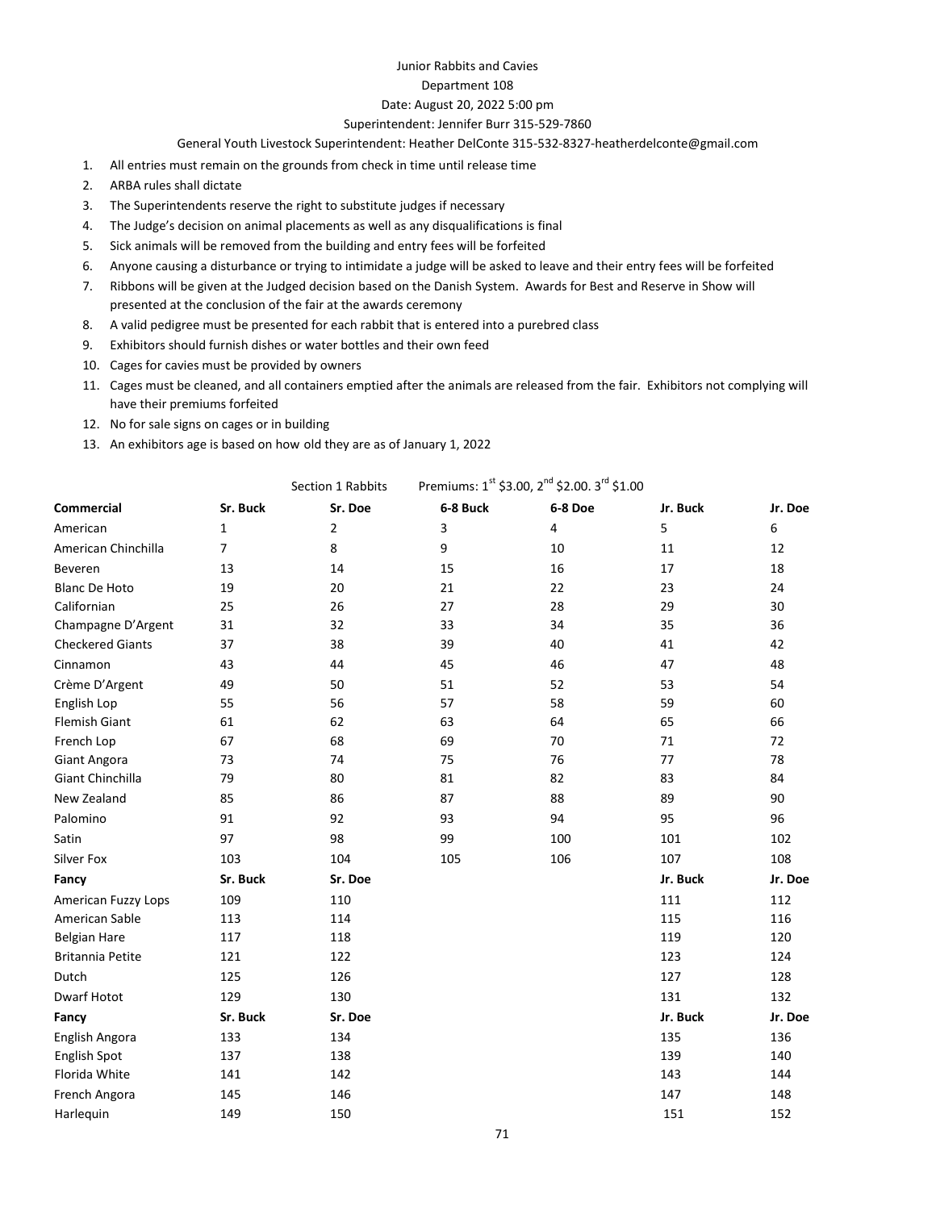# Junior Rabbits and Cavies

## Department 108

Date: August 20, 2022 5:00 pm

Superintendent: Jennifer Burr 315-529-7860

General Youth Livestock Superintendent: Heather DelConte 315-532-8327-heatherdelconte@gmail.com

1. All entries must remain on the grounds from check in time until release time
2. ARBA rules shall dictate
3. The Superintendents reserve the right to substitute judges if necessary
4. The Judge's decision on animal placements as well as any disqualifications is final
5. Sick animals will be removed from the building and entry fees will be forfeited
6. Anyone causing a disturbance or trying to intimidate a judge will be asked to leave and their entry fees will be forfeited
7. Ribbons will be given at the Judged decision based on the Danish System. Awards for Best and Reserve in Show will presented at the conclusion of the fair at the awards ceremony
8. A valid pedigree must be presented for each rabbit that is entered into a purebred class
9. Exhibitors should furnish dishes or water bottles and their own feed
10. Cages for cavies must be provided by owners
11. Cages must be cleaned, and all containers emptied after the animals are released from the fair. Exhibitors not complying will have their premiums forfeited
12. No for sale signs on cages or in building
13. An exhibitors age is based on how old they are as of January 1, 2022

Section 1 Rabbits — Premiums: 1st \$3.00, 2nd \$2.00. 3rd \$1.00

| Commercial | Sr. Buck | Sr. Doe | 6-8 Buck | 6-8 Doe | Jr. Buck | Jr. Doe |
|---|---|---|---|---|---|---|
| American | 1 | 2 | 3 | 4 | 5 | 6 |
| American Chinchilla | 7 | 8 | 9 | 10 | 11 | 12 |
| Beveren | 13 | 14 | 15 | 16 | 17 | 18 |
| Blanc De Hoto | 19 | 20 | 21 | 22 | 23 | 24 |
| Californian | 25 | 26 | 27 | 28 | 29 | 30 |
| Champagne D'Argent | 31 | 32 | 33 | 34 | 35 | 36 |
| Checkered Giants | 37 | 38 | 39 | 40 | 41 | 42 |
| Cinnamon | 43 | 44 | 45 | 46 | 47 | 48 |
| Crème D'Argent | 49 | 50 | 51 | 52 | 53 | 54 |
| English Lop | 55 | 56 | 57 | 58 | 59 | 60 |
| Flemish Giant | 61 | 62 | 63 | 64 | 65 | 66 |
| French Lop | 67 | 68 | 69 | 70 | 71 | 72 |
| Giant Angora | 73 | 74 | 75 | 76 | 77 | 78 |
| Giant Chinchilla | 79 | 80 | 81 | 82 | 83 | 84 |
| New Zealand | 85 | 86 | 87 | 88 | 89 | 90 |
| Palomino | 91 | 92 | 93 | 94 | 95 | 96 |
| Satin | 97 | 98 | 99 | 100 | 101 | 102 |
| Silver Fox | 103 | 104 | 105 | 106 | 107 | 108 |
| **Fancy** | **Sr. Buck** | **Sr. Doe** | | | **Jr. Buck** | **Jr. Doe** |
| American Fuzzy Lops | 109 | 110 | | | 111 | 112 |
| American Sable | 113 | 114 | | | 115 | 116 |
| Belgian Hare | 117 | 118 | | | 119 | 120 |
| Britannia Petite | 121 | 122 | | | 123 | 124 |
| Dutch | 125 | 126 | | | 127 | 128 |
| Dwarf Hotot | 129 | 130 | | | 131 | 132 |
| **Fancy** | **Sr. Buck** | **Sr. Doe** | | | **Jr. Buck** | **Jr. Doe** |
| English Angora | 133 | 134 | | | 135 | 136 |
| English Spot | 137 | 138 | | | 139 | 140 |
| Florida White | 141 | 142 | | | 143 | 144 |
| French Angora | 145 | 146 | | | 147 | 148 |
| Harlequin | 149 | 150 | | | 151 | 152 |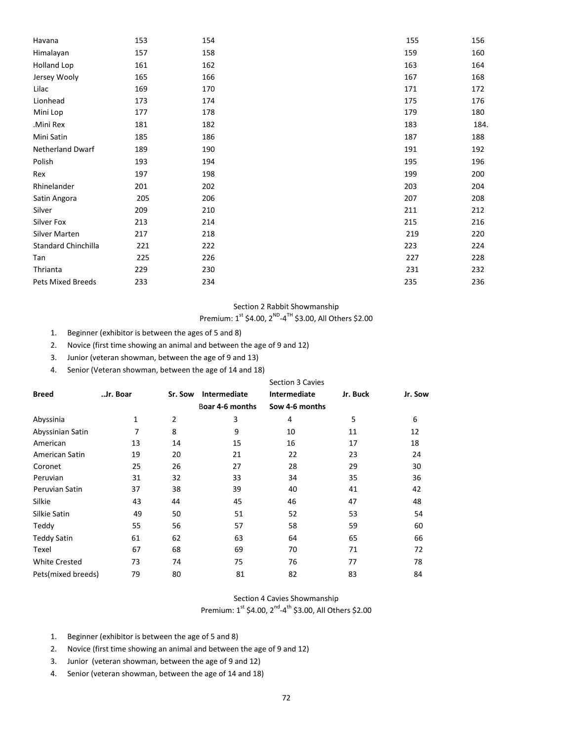| | | | | |
|---|---|---|---|---|
| Havana | 153 | 154 | 155 | 156 |
| Himalayan | 157 | 158 | 159 | 160 |
| Holland Lop | 161 | 162 | 163 | 164 |
| Jersey Wooly | 165 | 166 | 167 | 168 |
| Lilac | 169 | 170 | 171 | 172 |
| Lionhead | 173 | 174 | 175 | 176 |
| Mini Lop | 177 | 178 | 179 | 180 |
| .Mini Rex | 181 | 182 | 183 | 184. |
| Mini Satin | 185 | 186 | 187 | 188 |
| Netherland Dwarf | 189 | 190 | 191 | 192 |
| Polish | 193 | 194 | 195 | 196 |
| Rex | 197 | 198 | 199 | 200 |
| Rhinelander | 201 | 202 | 203 | 204 |
| Satin Angora | 205 | 206 | 207 | 208 |
| Silver | 209 | 210 | 211 | 212 |
| Silver Fox | 213 | 214 | 215 | 216 |
| Silver Marten | 217 | 218 | 219 | 220 |
| Standard Chinchilla | 221 | 222 | 223 | 224 |
| Tan | 225 | 226 | 227 | 228 |
| Thrianta | 229 | 230 | 231 | 232 |
| Pets Mixed Breeds | 233 | 234 | 235 | 236 |

Section 2 Rabbit Showmanship

Premium: 1st $4.00, 2ND-4TH $3.00, All Others $2.00

1. Beginner (exhibitor is between the ages of 5 and 8)
2. Novice (first time showing an animal and between the age of 9 and 12)
3. Junior (veteran showman, between the age of 9 and 13)
4. Senior (Veteran showman, between the age of 14 and 18)

Section 3 Cavies

| Breed | ..Jr. Boar | Sr. Sow | Intermediate Boar 4-6 months | Intermediate Sow 4-6 months | Jr. Buck | Jr. Sow |
|---|---|---|---|---|---|---|
| Abyssinia | 1 | 2 | 3 | 4 | 5 | 6 |
| Abyssinian Satin | 7 | 8 | 9 | 10 | 11 | 12 |
| American | 13 | 14 | 15 | 16 | 17 | 18 |
| American Satin | 19 | 20 | 21 | 22 | 23 | 24 |
| Coronet | 25 | 26 | 27 | 28 | 29 | 30 |
| Peruvian | 31 | 32 | 33 | 34 | 35 | 36 |
| Peruvian Satin | 37 | 38 | 39 | 40 | 41 | 42 |
| Silkie | 43 | 44 | 45 | 46 | 47 | 48 |
| Silkie Satin | 49 | 50 | 51 | 52 | 53 | 54 |
| Teddy | 55 | 56 | 57 | 58 | 59 | 60 |
| Teddy Satin | 61 | 62 | 63 | 64 | 65 | 66 |
| Texel | 67 | 68 | 69 | 70 | 71 | 72 |
| White Crested | 73 | 74 | 75 | 76 | 77 | 78 |
| Pets(mixed breeds) | 79 | 80 | 81 | 82 | 83 | 84 |

Section 4 Cavies Showmanship

Premium: 1st $4.00, 2nd-4th $3.00, All Others $2.00

1. Beginner (exhibitor is between the age of 5 and 8)
2. Novice (first time showing an animal and between the age of 9 and 12)
3. Junior (veteran showman, between the age of 9 and 12)
4. Senior (veteran showman, between the age of 14 and 18)